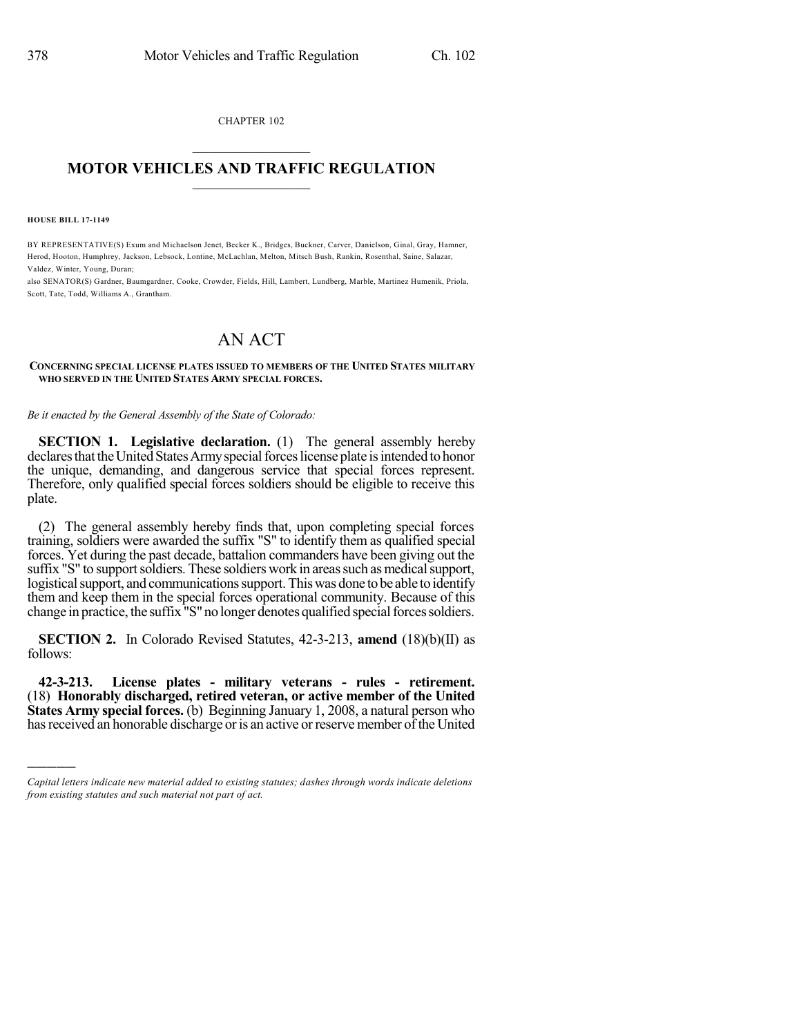CHAPTER 102

# MOTOR VEHICLES AND TRAFFIC REGULATION

**HOUSE BILL 17-1149**

BY REPRESENTATIVE(S) Exum and Michaelson Jenet, Becker K., Bridges, Buckner, Carver, Danielson, Ginal, Gray, Hamner, Herod, Hooton, Humphrey, Jackson, Lebsock, Lontine, McLachlan, Melton, Mitsch Bush, Rankin, Rosenthal, Saine, Salazar, Valdez, Winter, Young, Duran;
also SENATOR(S) Gardner, Baumgardner, Cooke, Crowder, Fields, Hill, Lambert, Lundberg, Marble, Martinez Humenik, Priola, Scott, Tate, Todd, Williams A., Grantham.

# AN ACT

**CONCERNING SPECIAL LICENSE PLATES ISSUED TO MEMBERS OF THE UNITED STATES MILITARY WHO SERVED IN THE UNITED STATES ARMY SPECIAL FORCES.**

*Be it enacted by the General Assembly of the State of Colorado:*

**SECTION 1. Legislative declaration.** (1) The general assembly hereby declares that the United States Army special forces license plate is intended to honor the unique, demanding, and dangerous service that special forces represent. Therefore, only qualified special forces soldiers should be eligible to receive this plate.

(2) The general assembly hereby finds that, upon completing special forces training, soldiers were awarded the suffix "S" to identify them as qualified special forces. Yet during the past decade, battalion commanders have been giving out the suffix "S" to support soldiers. These soldiers work in areas such as medical support, logistical support, and communications support. This was done to be able to identify them and keep them in the special forces operational community. Because of this change in practice, the suffix "S" no longer denotes qualified special forces soldiers.

**SECTION 2.** In Colorado Revised Statutes, 42-3-213, **amend** (18)(b)(II) as follows:

**42-3-213. License plates - military veterans - rules - retirement.** (18) **Honorably discharged, retired veteran, or active member of the United States Army special forces.** (b) Beginning January 1, 2008, a natural person who has received an honorable discharge or is an active or reserve member of the United

---

*Capital letters indicate new material added to existing statutes; dashes through words indicate deletions from existing statutes and such material not part of act.*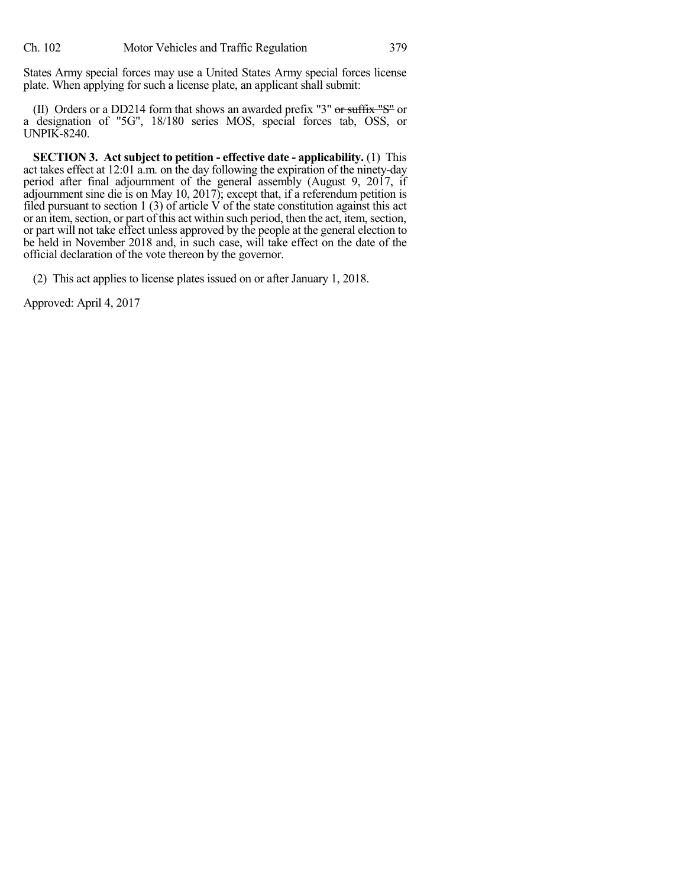States Army special forces may use a United States Army special forces license plate. When applying for such a license plate, an applicant shall submit:

(II) Orders or a DD214 form that shows an awarded prefix "3" ~~or suffix "S"~~ or a designation of "5G", 18/180 series MOS, special forces tab, OSS, or UNPIK-8240.

**SECTION 3. Act subject to petition - effective date - applicability.** (1) This act takes effect at 12:01 a.m. on the day following the expiration of the ninety-day period after final adjournment of the general assembly (August 9, 2017, if adjournment sine die is on May 10, 2017); except that, if a referendum petition is filed pursuant to section 1 (3) of article V of the state constitution against this act or an item, section, or part of this act within such period, then the act, item, section, or part will not take effect unless approved by the people at the general election to be held in November 2018 and, in such case, will take effect on the date of the official declaration of the vote thereon by the governor.

(2) This act applies to license plates issued on or after January 1, 2018.

Approved: April 4, 2017